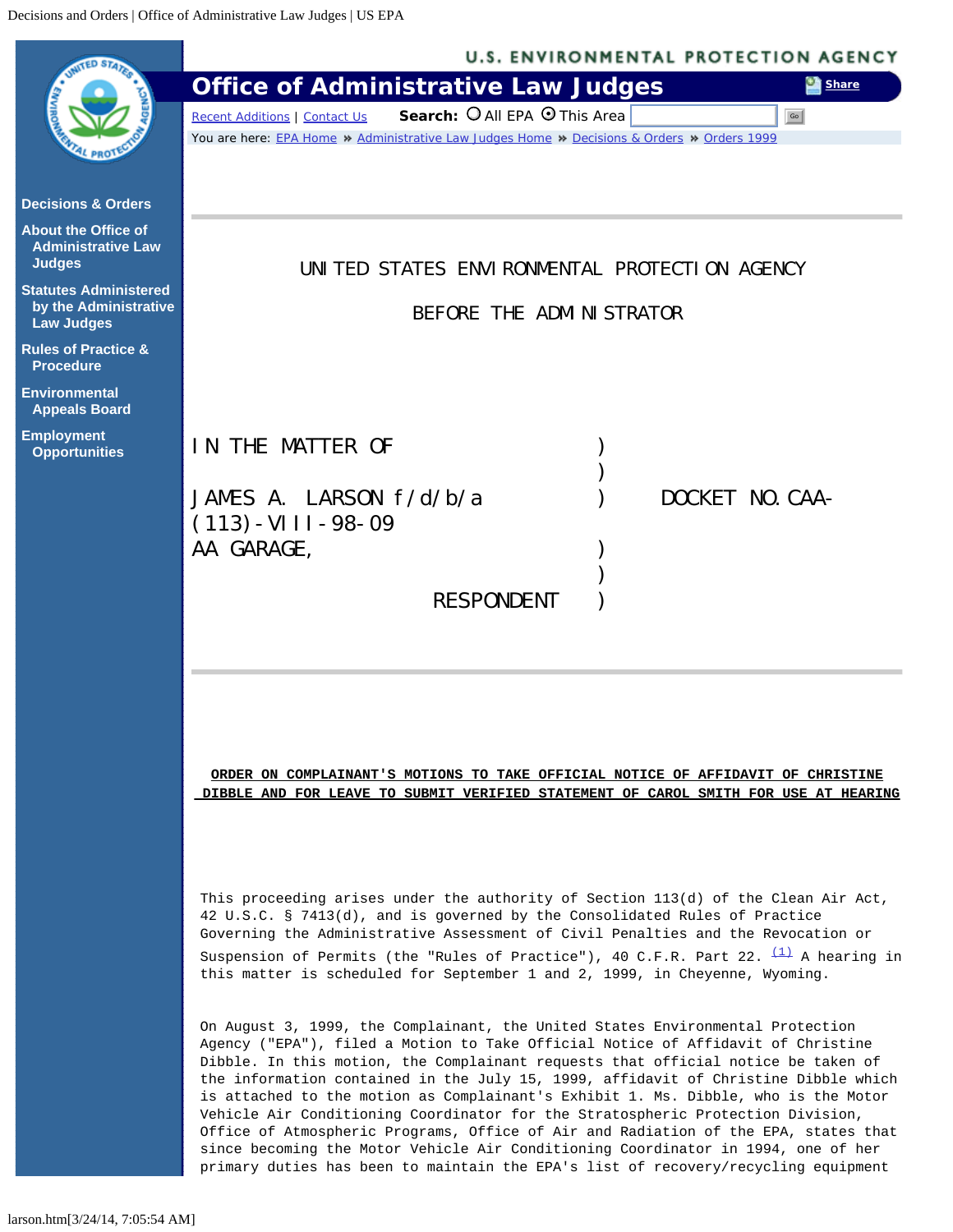UNITED STATES ENVIRONMENTAL PROTECTION AGENCY

BEFORE THE ADMINISTRATOR

| | | |
|---|---|---|
| IN THE MATTER OF | ) | |
| | ) | |
| JAMES A. LARSON f/d/b/a | ) | DOCKET NO. CAA-(113)-VIII-98-09 |
| AA GARAGE, | ) | |
| | ) | |
| RESPONDENT | ) | |

**ORDER ON COMPLAINANT'S MOTIONS TO TAKE OFFICIAL NOTICE OF AFFIDAVIT OF CHRISTINE DIBBLE AND FOR LEAVE TO SUBMIT VERIFIED STATEMENT OF CAROL SMITH FOR USE AT HEARING**

This proceeding arises under the authority of Section 113(d) of the Clean Air Act, 42 U.S.C. § 7413(d), and is governed by the Consolidated Rules of Practice Governing the Administrative Assessment of Civil Penalties and the Revocation or Suspension of Permits (the "Rules of Practice"), 40 C.F.R. Part 22. [(1)] A hearing in this matter is scheduled for September 1 and 2, 1999, in Cheyenne, Wyoming.

On August 3, 1999, the Complainant, the United States Environmental Protection Agency ("EPA"), filed a Motion to Take Official Notice of Affidavit of Christine Dibble. In this motion, the Complainant requests that official notice be taken of the information contained in the July 15, 1999, affidavit of Christine Dibble which is attached to the motion as Complainant's Exhibit 1. Ms. Dibble, who is the Motor Vehicle Air Conditioning Coordinator for the Stratospheric Protection Division, Office of Atmospheric Programs, Office of Air and Radiation of the EPA, states that since becoming the Motor Vehicle Air Conditioning Coordinator in 1994, one of her primary duties has been to maintain the EPA's list of recovery/recycling equipment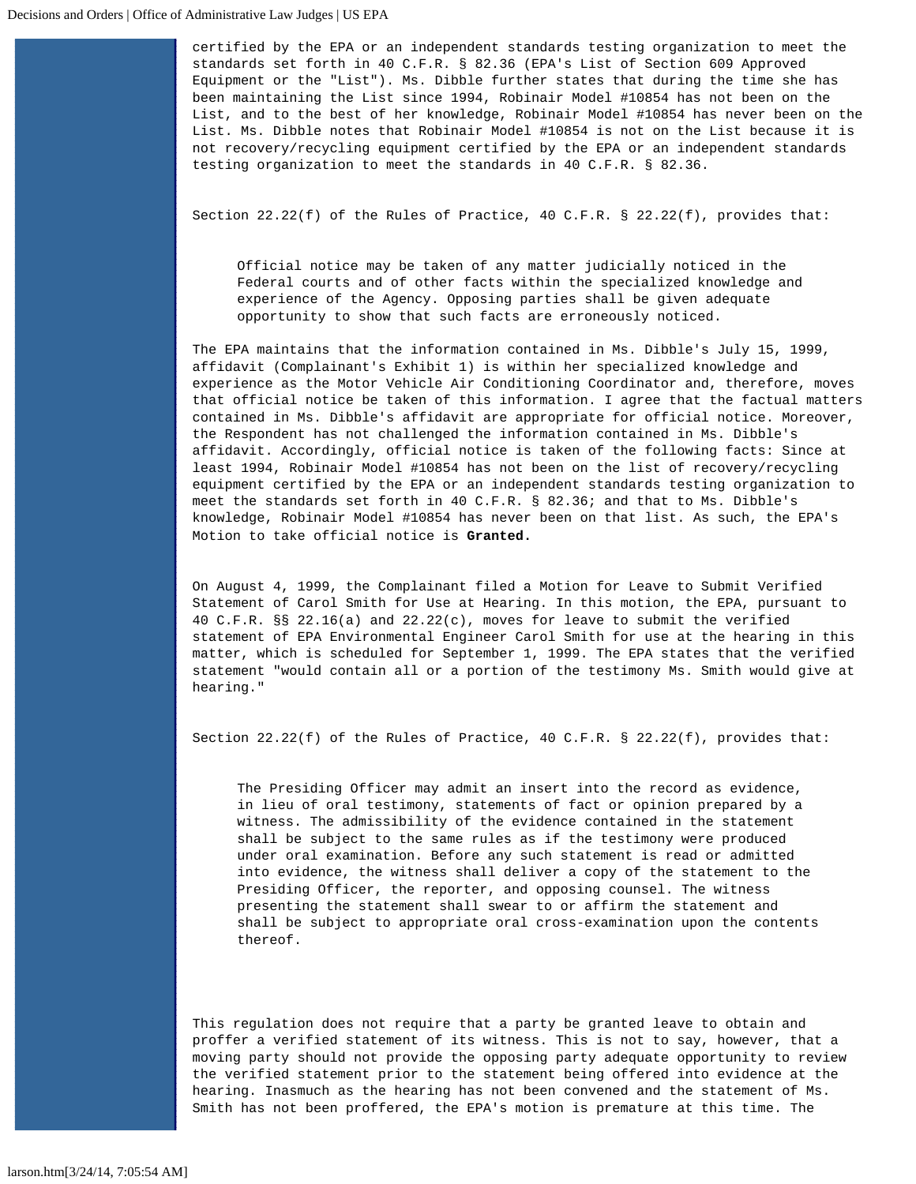certified by the EPA or an independent standards testing organization to meet the standards set forth in 40 C.F.R. § 82.36 (EPA's List of Section 609 Approved Equipment or the "List"). Ms. Dibble further states that during the time she has been maintaining the List since 1994, Robinair Model #10854 has not been on the List, and to the best of her knowledge, Robinair Model #10854 has never been on the List. Ms. Dibble notes that Robinair Model #10854 is not on the List because it is not recovery/recycling equipment certified by the EPA or an independent standards testing organization to meet the standards in 40 C.F.R. § 82.36.

Section 22.22(f) of the Rules of Practice, 40 C.F.R. § 22.22(f), provides that:

> Official notice may be taken of any matter judicially noticed in the Federal courts and of other facts within the specialized knowledge and experience of the Agency. Opposing parties shall be given adequate opportunity to show that such facts are erroneously noticed.

The EPA maintains that the information contained in Ms. Dibble's July 15, 1999, affidavit (Complainant's Exhibit 1) is within her specialized knowledge and experience as the Motor Vehicle Air Conditioning Coordinator and, therefore, moves that official notice be taken of this information. I agree that the factual matters contained in Ms. Dibble's affidavit are appropriate for official notice. Moreover, the Respondent has not challenged the information contained in Ms. Dibble's affidavit. Accordingly, official notice is taken of the following facts: Since at least 1994, Robinair Model #10854 has not been on the list of recovery/recycling equipment certified by the EPA or an independent standards testing organization to meet the standards set forth in 40 C.F.R. § 82.36; and that to Ms. Dibble's knowledge, Robinair Model #10854 has never been on that list. As such, the EPA's Motion to take official notice is **Granted.**

On August 4, 1999, the Complainant filed a Motion for Leave to Submit Verified Statement of Carol Smith for Use at Hearing. In this motion, the EPA, pursuant to 40 C.F.R. §§ 22.16(a) and 22.22(c), moves for leave to submit the verified statement of EPA Environmental Engineer Carol Smith for use at the hearing in this matter, which is scheduled for September 1, 1999. The EPA states that the verified statement "would contain all or a portion of the testimony Ms. Smith would give at hearing."

Section 22.22(f) of the Rules of Practice, 40 C.F.R. § 22.22(f), provides that:

> The Presiding Officer may admit an insert into the record as evidence, in lieu of oral testimony, statements of fact or opinion prepared by a witness. The admissibility of the evidence contained in the statement shall be subject to the same rules as if the testimony were produced under oral examination. Before any such statement is read or admitted into evidence, the witness shall deliver a copy of the statement to the Presiding Officer, the reporter, and opposing counsel. The witness presenting the statement shall swear to or affirm the statement and shall be subject to appropriate oral cross-examination upon the contents thereof.

This regulation does not require that a party be granted leave to obtain and proffer a verified statement of its witness. This is not to say, however, that a moving party should not provide the opposing party adequate opportunity to review the verified statement prior to the statement being offered into evidence at the hearing. Inasmuch as the hearing has not been convened and the statement of Ms. Smith has not been proffered, the EPA's motion is premature at this time. The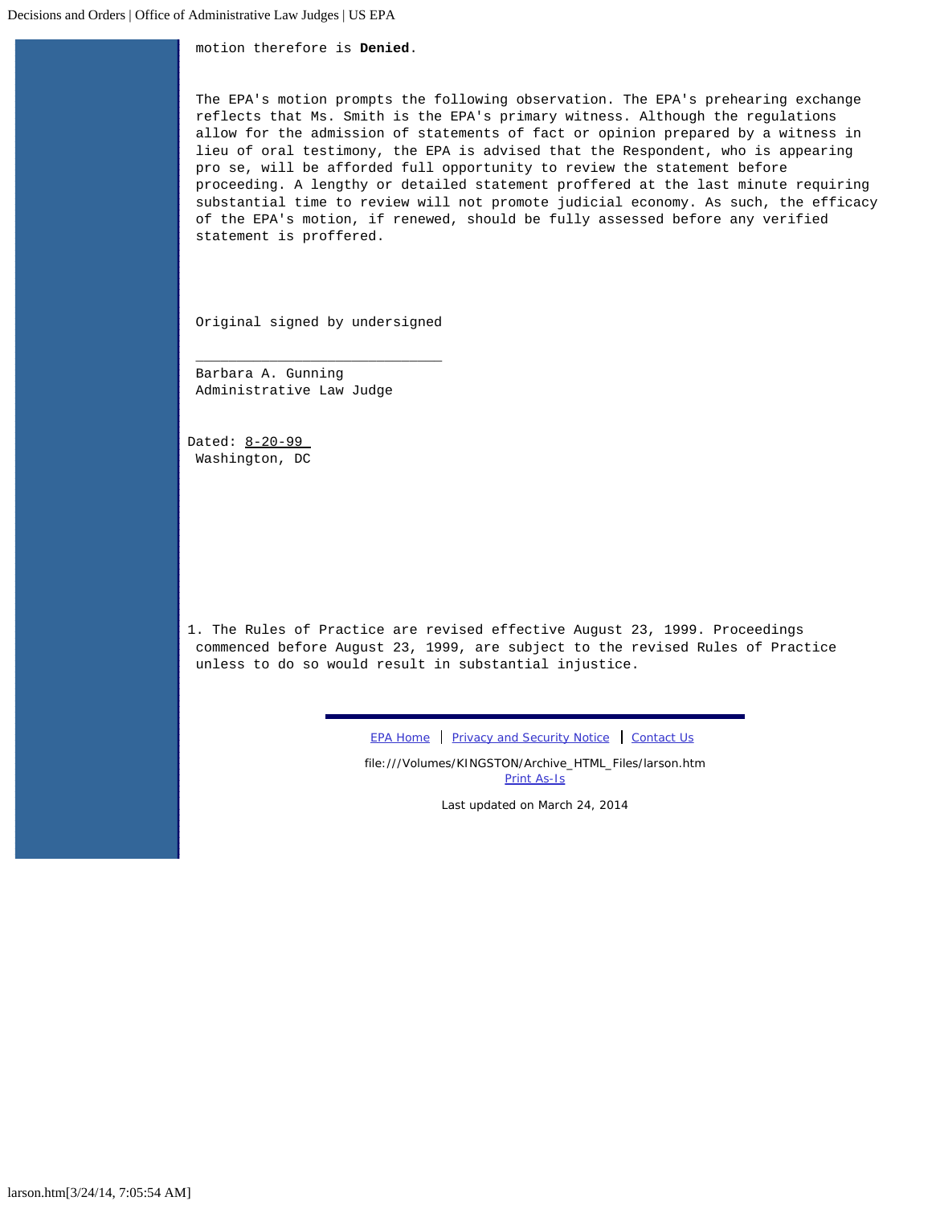motion therefore is **Denied**.

The EPA's motion prompts the following observation. The EPA's prehearing exchange reflects that Ms. Smith is the EPA's primary witness. Although the regulations allow for the admission of statements of fact or opinion prepared by a witness in lieu of oral testimony, the EPA is advised that the Respondent, who is appearing pro se, will be afforded full opportunity to review the statement before proceeding. A lengthy or detailed statement proffered at the last minute requiring substantial time to review will not promote judicial economy. As such, the efficacy of the EPA's motion, if renewed, should be fully assessed before any verified statement is proffered.

Original signed by undersigned

______________________________

Barbara A. Gunning
Administrative Law Judge

Dated: 8-20-99
Washington, DC

1. The Rules of Practice are revised effective August 23, 1999. Proceedings commenced before August 23, 1999, are subject to the revised Rules of Practice unless to do so would result in substantial injustice.